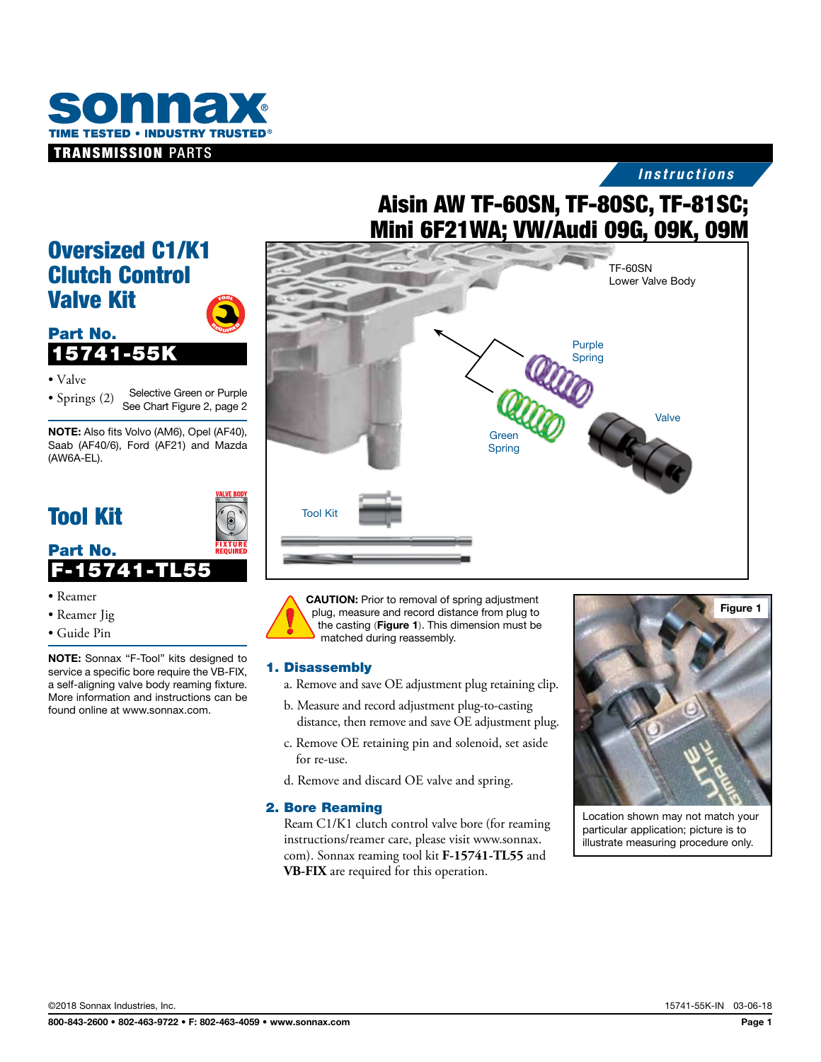**sonnax**®
TIME TESTED • INDUSTRY TRUSTED®

**TRANSMISSION** PARTS

*Instructions*

# Aisin AW TF-60SN, TF-80SC, TF-81SC; Mini 6F21WA; VW/Audi 09G, 09K, 09M

## Oversized C1/K1 Clutch Control Valve Kit

**Part No.**

**15741-55K**

- Valve
- Springs (2) Selective Green or Purple See Chart Figure 2, page 2

**NOTE:** Also fits Volvo (AM6), Opel (AF40), Saab (AF40/6), Ford (AF21) and Mazda (AW6A-EL).

## Tool Kit

**Part No.**

**F-15741-TL55**

- Reamer
- Reamer Jig
- Guide Pin

**NOTE:** Sonnax "F-Tool" kits designed to service a specific bore require the VB-FIX, a self-aligning valve body reaming fixture. More information and instructions can be found online at www.sonnax.com.

TF-60SN Lower Valve Body

Purple Spring

Green Spring

Valve

Tool Kit

**CAUTION:** Prior to removal of spring adjustment plug, measure and record distance from plug to the casting (**Figure 1**). This dimension must be matched during reassembly.

### 1. Disassembly

a. Remove and save OE adjustment plug retaining clip.

b. Measure and record adjustment plug-to-casting distance, then remove and save OE adjustment plug.

c. Remove OE retaining pin and solenoid, set aside for re-use.

d. Remove and discard OE valve and spring.

### 2. Bore Reaming

Ream C1/K1 clutch control valve bore (for reaming instructions/reamer care, please visit www.sonnax.com). Sonnax reaming tool kit **F-15741-TL55** and **VB-FIX** are required for this operation.

**Figure 1**

Location shown may not match your particular application; picture is to illustrate measuring procedure only.

©2018 Sonnax Industries, Inc.

15741-55K-IN 03-06-18

800-843-2600 • 802-463-9722 • F: 802-463-4059 • www.sonnax.com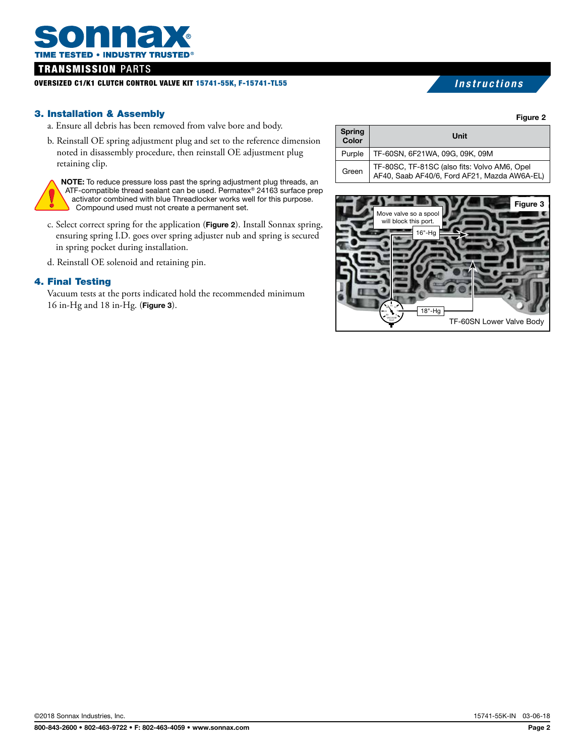# TRANSMISSION PARTS

**OVERSIZED C1/K1 CLUTCH CONTROL VALVE KIT 15741-55K, F-15741-TL55**

*Instructions*

## 3. Installation & Assembly

a. Ensure all debris has been removed from valve bore and body.

b. Reinstall OE spring adjustment plug and set to the reference dimension noted in disassembly procedure, then reinstall OE adjustment plug retaining clip.

**NOTE:** To reduce pressure loss past the spring adjustment plug threads, an ATF-compatible thread sealant can be used. Permatex® 24163 surface prep activator combined with blue Threadlocker works well for this purpose. Compound used must not create a permanent set.

c. Select correct spring for the application (**Figure 2**). Install Sonnax spring, ensuring spring I.D. goes over spring adjuster nub and spring is secured in spring pocket during installation.

d. Reinstall OE solenoid and retaining pin.

## 4. Final Testing

Vacuum tests at the ports indicated hold the recommended minimum 16 in-Hg and 18 in-Hg. (**Figure 3**).

**Figure 2**

| Spring Color | Unit |
|---|---|
| Purple | TF-60SN, 6F21WA, 09G, 09K, 09M |
| Green | TF-80SC, TF-81SC (also fits: Volvo AM6, Opel AF40, Saab AF40/6, Ford AF21, Mazda AW6A-EL) |

**Figure 3**

Move valve so a spool will block this port.

16"-Hg

18"-Hg

TF-60SN Lower Valve Body

©2018 Sonnax Industries, Inc.

15741-55K-IN 03-06-18

800-843-2600 • 802-463-9722 • F: 802-463-4059 • www.sonnax.com